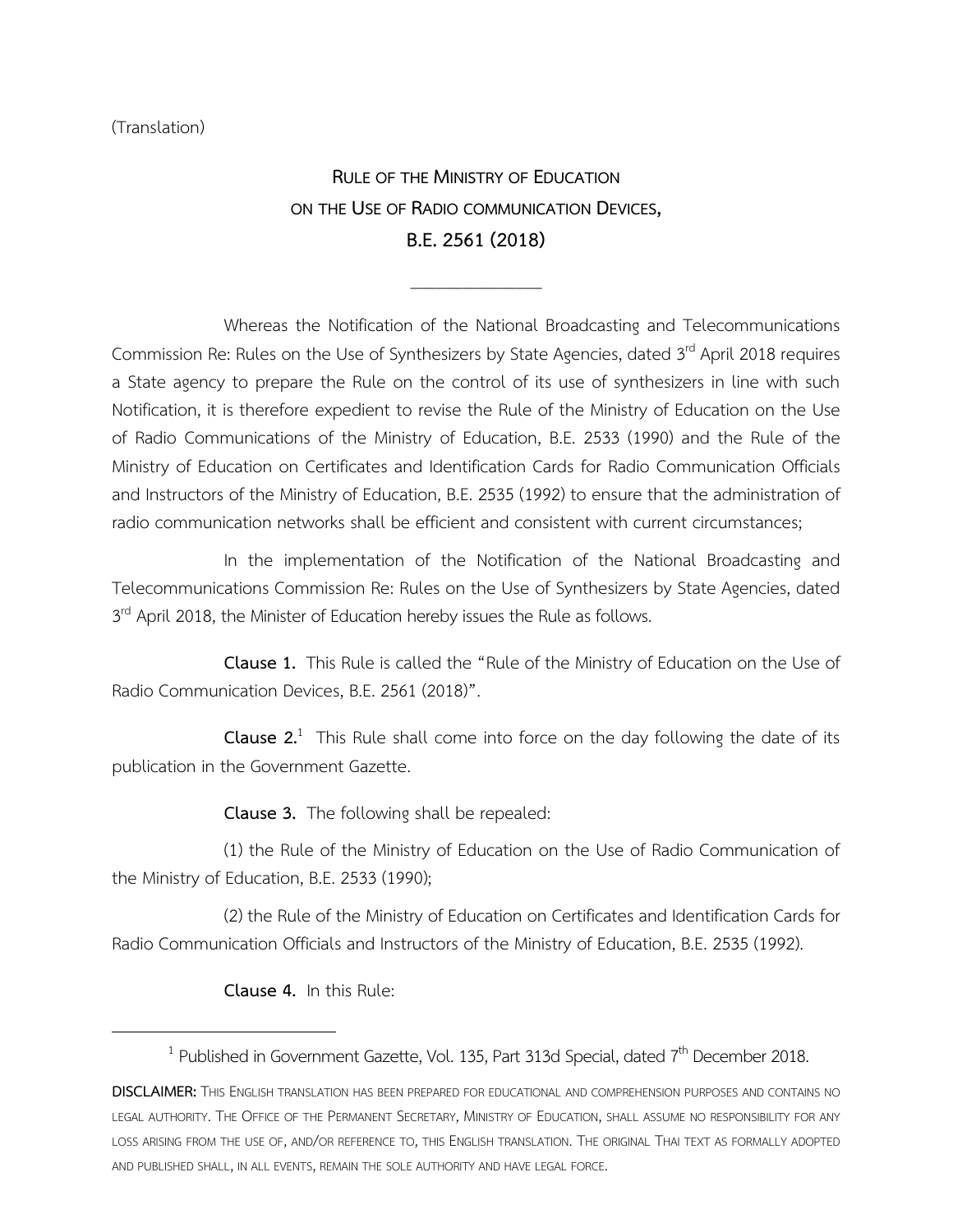(Translation)

# Rule of the Ministry of Education on the Use of Radio communication Devices, B.E. 2561 (2018)

---

Whereas the Notification of the National Broadcasting and Telecommunications Commission Re: Rules on the Use of Synthesizers by State Agencies, dated 3rd April 2018 requires a State agency to prepare the Rule on the control of its use of synthesizers in line with such Notification, it is therefore expedient to revise the Rule of the Ministry of Education on the Use of Radio Communications of the Ministry of Education, B.E. 2533 (1990) and the Rule of the Ministry of Education on Certificates and Identification Cards for Radio Communication Officials and Instructors of the Ministry of Education, B.E. 2535 (1992) to ensure that the administration of radio communication networks shall be efficient and consistent with current circumstances;

In the implementation of the Notification of the National Broadcasting and Telecommunications Commission Re: Rules on the Use of Synthesizers by State Agencies, dated 3rd April 2018, the Minister of Education hereby issues the Rule as follows.

**Clause 1.** This Rule is called the "Rule of the Ministry of Education on the Use of Radio Communication Devices, B.E. 2561 (2018)".

**Clause 2.**[1] This Rule shall come into force on the day following the date of its publication in the Government Gazette.

**Clause 3.** The following shall be repealed:

(1) the Rule of the Ministry of Education on the Use of Radio Communication of the Ministry of Education, B.E. 2533 (1990);

(2) the Rule of the Ministry of Education on Certificates and Identification Cards for Radio Communication Officials and Instructors of the Ministry of Education, B.E. 2535 (1992).

**Clause 4.** In this Rule:

---

[1] Published in Government Gazette, Vol. 135, Part 313d Special, dated 7th December 2018.

**DISCLAIMER:** This English translation has been prepared for educational and comprehension purposes and contains no legal authority. The Office of the Permanent Secretary, Ministry of Education, shall assume no responsibility for any loss arising from the use of, and/or reference to, this English translation. The original Thai text as formally adopted and published shall, in all events, remain the sole authority and have legal force.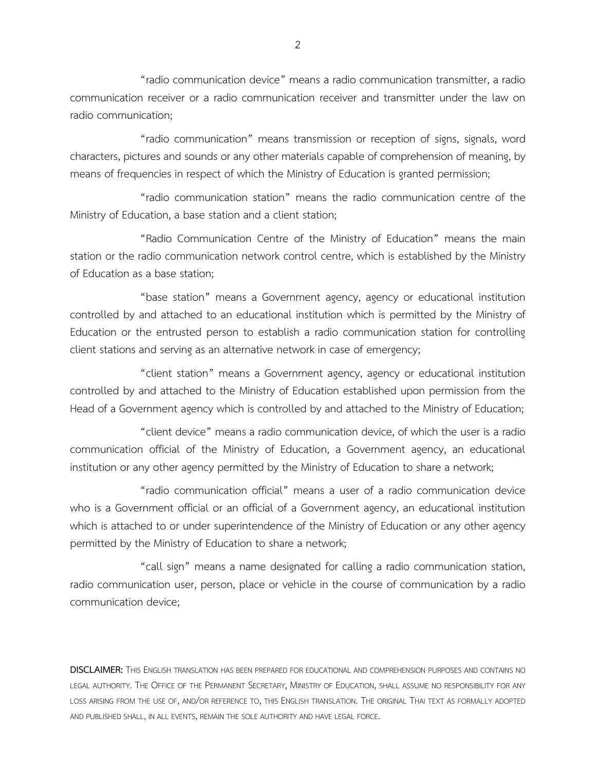"radio communication device" means a radio communication transmitter, a radio communication receiver or a radio communication receiver and transmitter under the law on radio communication;

"radio communication" means transmission or reception of signs, signals, word characters, pictures and sounds or any other materials capable of comprehension of meaning, by means of frequencies in respect of which the Ministry of Education is granted permission;

"radio communication station" means the radio communication centre of the Ministry of Education, a base station and a client station;

"Radio Communication Centre of the Ministry of Education" means the main station or the radio communication network control centre, which is established by the Ministry of Education as a base station;

"base station" means a Government agency, agency or educational institution controlled by and attached to an educational institution which is permitted by the Ministry of Education or the entrusted person to establish a radio communication station for controlling client stations and serving as an alternative network in case of emergency;

"client station" means a Government agency, agency or educational institution controlled by and attached to the Ministry of Education established upon permission from the Head of a Government agency which is controlled by and attached to the Ministry of Education;

"client device" means a radio communication device, of which the user is a radio communication official of the Ministry of Education, a Government agency, an educational institution or any other agency permitted by the Ministry of Education to share a network;

"radio communication official" means a user of a radio communication device who is a Government official or an official of a Government agency, an educational institution which is attached to or under superintendence of the Ministry of Education or any other agency permitted by the Ministry of Education to share a network;

"call sign" means a name designated for calling a radio communication station, radio communication user, person, place or vehicle in the course of communication by a radio communication device;

**DISCLAIMER:** THIS ENGLISH TRANSLATION HAS BEEN PREPARED FOR EDUCATIONAL AND COMPREHENSION PURPOSES AND CONTAINS NO LEGAL AUTHORITY. THE OFFICE OF THE PERMANENT SECRETARY, MINISTRY OF EDUCATION, SHALL ASSUME NO RESPONSIBILITY FOR ANY LOSS ARISING FROM THE USE OF, AND/OR REFERENCE TO, THIS ENGLISH TRANSLATION. THE ORIGINAL THAI TEXT AS FORMALLY ADOPTED AND PUBLISHED SHALL, IN ALL EVENTS, REMAIN THE SOLE AUTHORITY AND HAVE LEGAL FORCE.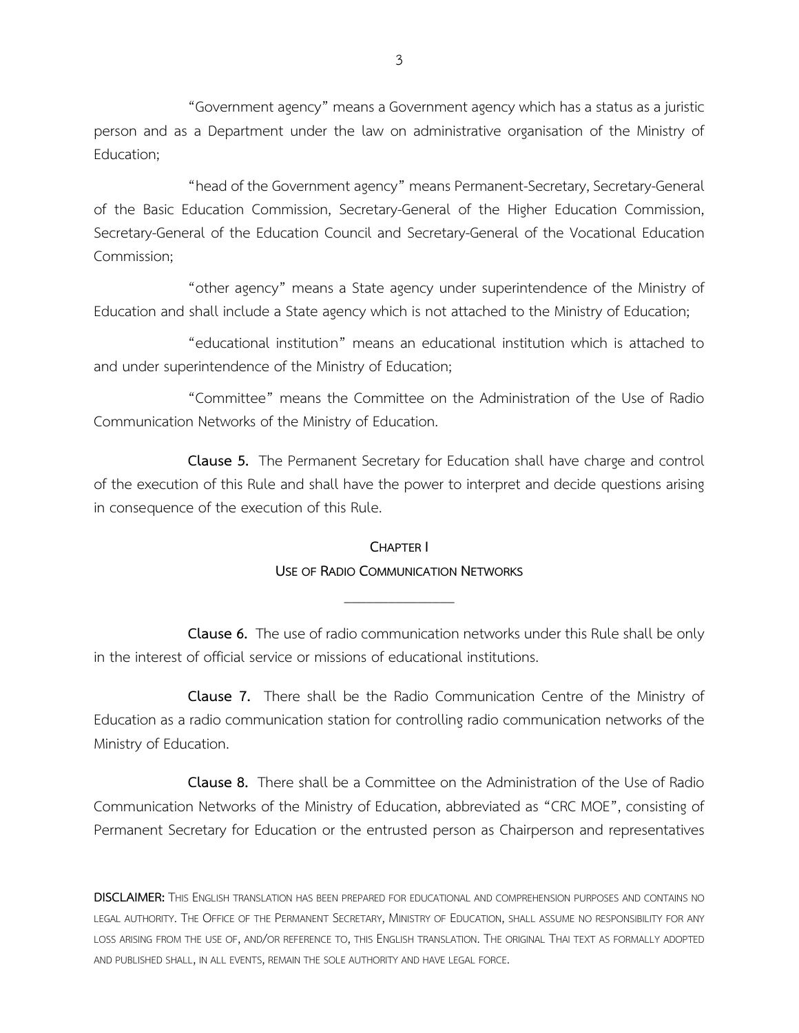"Government agency" means a Government agency which has a status as a juristic person and as a Department under the law on administrative organisation of the Ministry of Education;

"head of the Government agency" means Permanent-Secretary, Secretary-General of the Basic Education Commission, Secretary-General of the Higher Education Commission, Secretary-General of the Education Council and Secretary-General of the Vocational Education Commission;

"other agency" means a State agency under superintendence of the Ministry of Education and shall include a State agency which is not attached to the Ministry of Education;

"educational institution" means an educational institution which is attached to and under superintendence of the Ministry of Education;

"Committee" means the Committee on the Administration of the Use of Radio Communication Networks of the Ministry of Education.

**Clause 5.** The Permanent Secretary for Education shall have charge and control of the execution of this Rule and shall have the power to interpret and decide questions arising in consequence of the execution of this Rule.

## CHAPTER I
## USE OF RADIO COMMUNICATION NETWORKS

---

**Clause 6.** The use of radio communication networks under this Rule shall be only in the interest of official service or missions of educational institutions.

**Clause 7.** There shall be the Radio Communication Centre of the Ministry of Education as a radio communication station for controlling radio communication networks of the Ministry of Education.

**Clause 8.** There shall be a Committee on the Administration of the Use of Radio Communication Networks of the Ministry of Education, abbreviated as "CRC MOE", consisting of Permanent Secretary for Education or the entrusted person as Chairperson and representatives

**DISCLAIMER:** THIS ENGLISH TRANSLATION HAS BEEN PREPARED FOR EDUCATIONAL AND COMPREHENSION PURPOSES AND CONTAINS NO LEGAL AUTHORITY. THE OFFICE OF THE PERMANENT SECRETARY, MINISTRY OF EDUCATION, SHALL ASSUME NO RESPONSIBILITY FOR ANY LOSS ARISING FROM THE USE OF, AND/OR REFERENCE TO, THIS ENGLISH TRANSLATION. THE ORIGINAL THAI TEXT AS FORMALLY ADOPTED AND PUBLISHED SHALL, IN ALL EVENTS, REMAIN THE SOLE AUTHORITY AND HAVE LEGAL FORCE.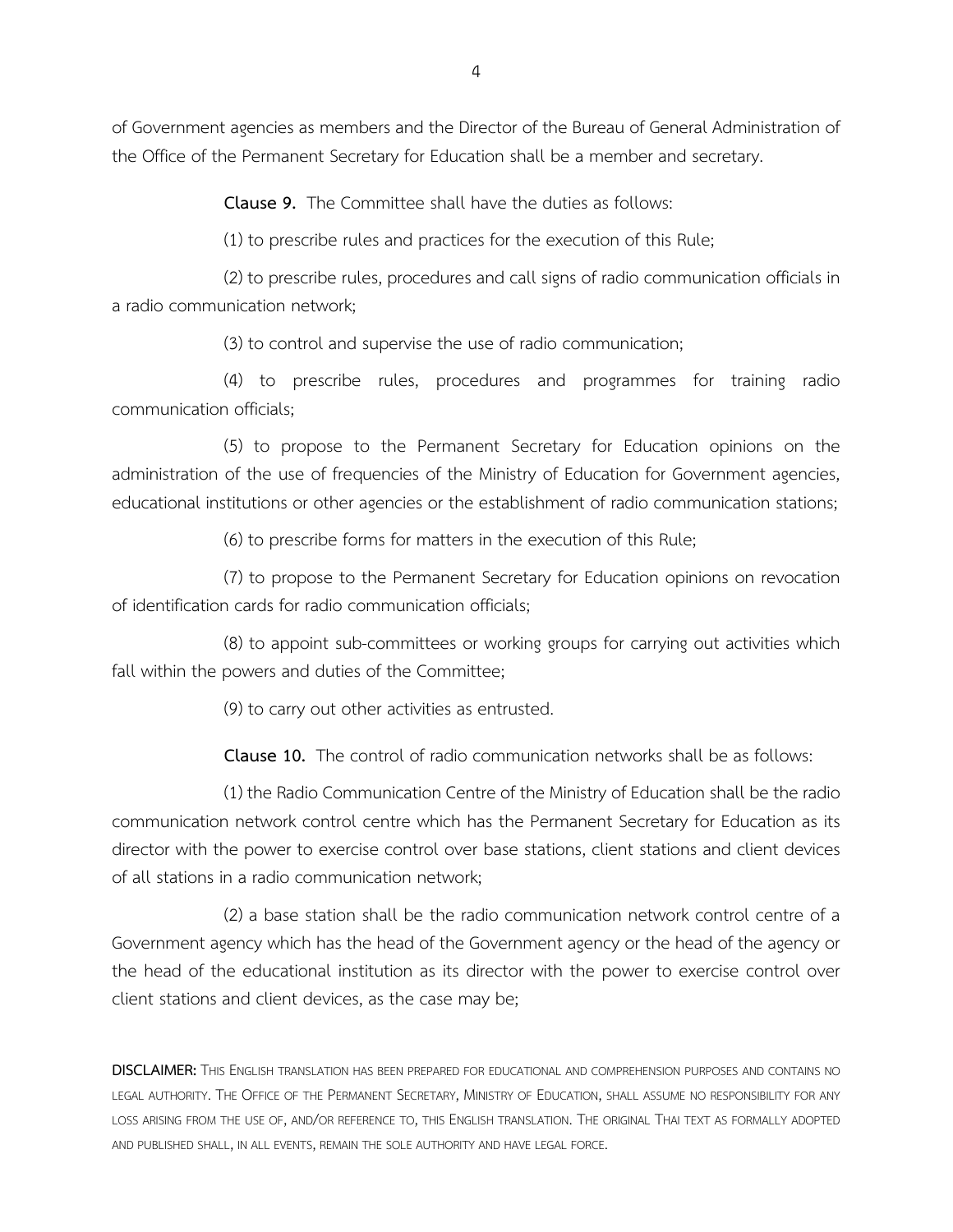of Government agencies as members and the Director of the Bureau of General Administration of the Office of the Permanent Secretary for Education shall be a member and secretary.

**Clause 9.** The Committee shall have the duties as follows:

(1) to prescribe rules and practices for the execution of this Rule;

(2) to prescribe rules, procedures and call signs of radio communication officials in a radio communication network;

(3) to control and supervise the use of radio communication;

(4) to prescribe rules, procedures and programmes for training radio communication officials;

(5) to propose to the Permanent Secretary for Education opinions on the administration of the use of frequencies of the Ministry of Education for Government agencies, educational institutions or other agencies or the establishment of radio communication stations;

(6) to prescribe forms for matters in the execution of this Rule;

(7) to propose to the Permanent Secretary for Education opinions on revocation of identification cards for radio communication officials;

(8) to appoint sub-committees or working groups for carrying out activities which fall within the powers and duties of the Committee;

(9) to carry out other activities as entrusted.

**Clause 10.** The control of radio communication networks shall be as follows:

(1) the Radio Communication Centre of the Ministry of Education shall be the radio communication network control centre which has the Permanent Secretary for Education as its director with the power to exercise control over base stations, client stations and client devices of all stations in a radio communication network;

(2) a base station shall be the radio communication network control centre of a Government agency which has the head of the Government agency or the head of the agency or the head of the educational institution as its director with the power to exercise control over client stations and client devices, as the case may be;

**DISCLAIMER:** THIS ENGLISH TRANSLATION HAS BEEN PREPARED FOR EDUCATIONAL AND COMPREHENSION PURPOSES AND CONTAINS NO LEGAL AUTHORITY. THE OFFICE OF THE PERMANENT SECRETARY, MINISTRY OF EDUCATION, SHALL ASSUME NO RESPONSIBILITY FOR ANY LOSS ARISING FROM THE USE OF, AND/OR REFERENCE TO, THIS ENGLISH TRANSLATION. THE ORIGINAL THAI TEXT AS FORMALLY ADOPTED AND PUBLISHED SHALL, IN ALL EVENTS, REMAIN THE SOLE AUTHORITY AND HAVE LEGAL FORCE.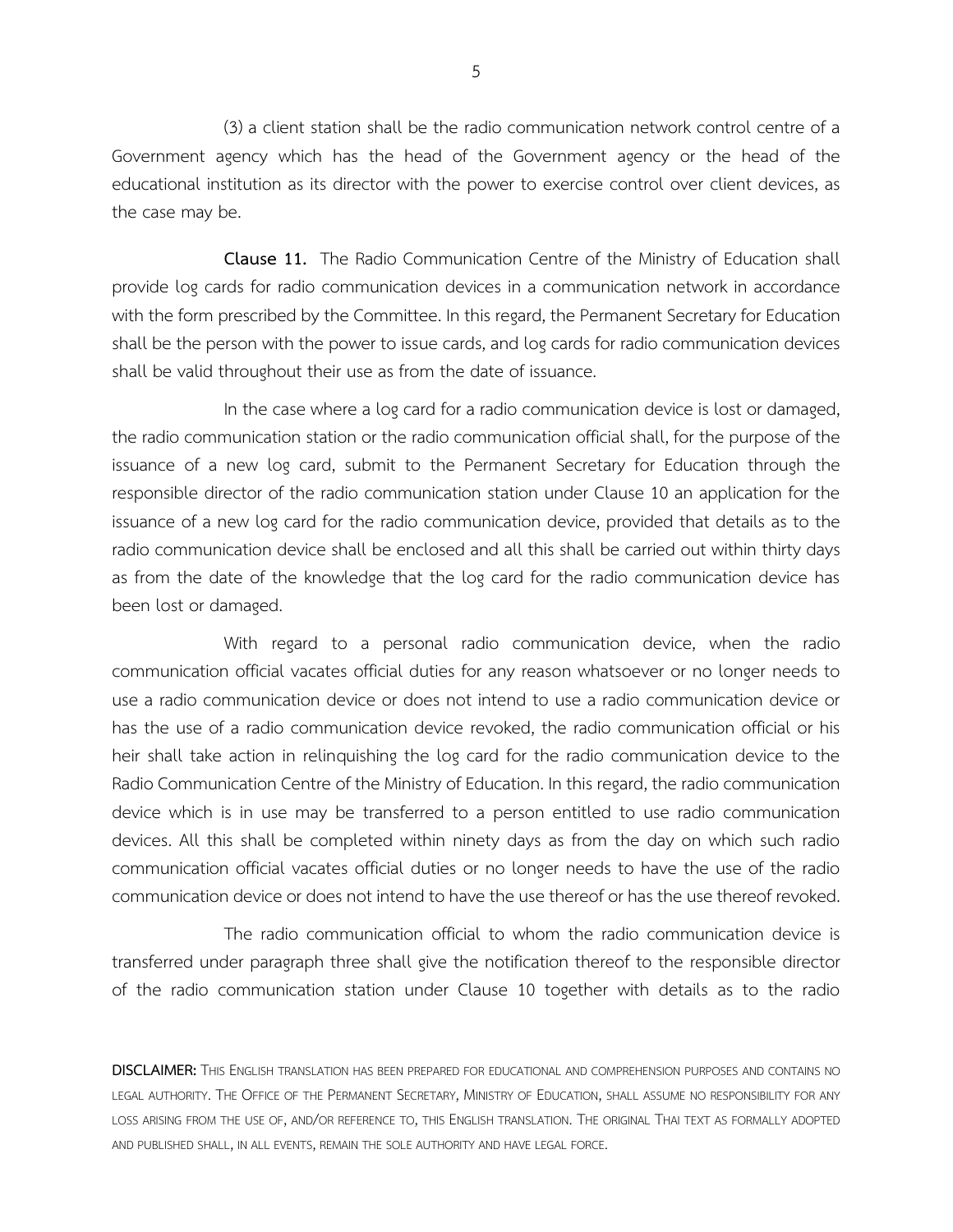(3) a client station shall be the radio communication network control centre of a Government agency which has the head of the Government agency or the head of the educational institution as its director with the power to exercise control over client devices, as the case may be.

**Clause 11.** The Radio Communication Centre of the Ministry of Education shall provide log cards for radio communication devices in a communication network in accordance with the form prescribed by the Committee. In this regard, the Permanent Secretary for Education shall be the person with the power to issue cards, and log cards for radio communication devices shall be valid throughout their use as from the date of issuance.

In the case where a log card for a radio communication device is lost or damaged, the radio communication station or the radio communication official shall, for the purpose of the issuance of a new log card, submit to the Permanent Secretary for Education through the responsible director of the radio communication station under Clause 10 an application for the issuance of a new log card for the radio communication device, provided that details as to the radio communication device shall be enclosed and all this shall be carried out within thirty days as from the date of the knowledge that the log card for the radio communication device has been lost or damaged.

With regard to a personal radio communication device, when the radio communication official vacates official duties for any reason whatsoever or no longer needs to use a radio communication device or does not intend to use a radio communication device or has the use of a radio communication device revoked, the radio communication official or his heir shall take action in relinquishing the log card for the radio communication device to the Radio Communication Centre of the Ministry of Education. In this regard, the radio communication device which is in use may be transferred to a person entitled to use radio communication devices. All this shall be completed within ninety days as from the day on which such radio communication official vacates official duties or no longer needs to have the use of the radio communication device or does not intend to have the use thereof or has the use thereof revoked.

The radio communication official to whom the radio communication device is transferred under paragraph three shall give the notification thereof to the responsible director of the radio communication station under Clause 10 together with details as to the radio

**DISCLAIMER:** THIS ENGLISH TRANSLATION HAS BEEN PREPARED FOR EDUCATIONAL AND COMPREHENSION PURPOSES AND CONTAINS NO LEGAL AUTHORITY. THE OFFICE OF THE PERMANENT SECRETARY, MINISTRY OF EDUCATION, SHALL ASSUME NO RESPONSIBILITY FOR ANY LOSS ARISING FROM THE USE OF, AND/OR REFERENCE TO, THIS ENGLISH TRANSLATION. THE ORIGINAL THAI TEXT AS FORMALLY ADOPTED AND PUBLISHED SHALL, IN ALL EVENTS, REMAIN THE SOLE AUTHORITY AND HAVE LEGAL FORCE.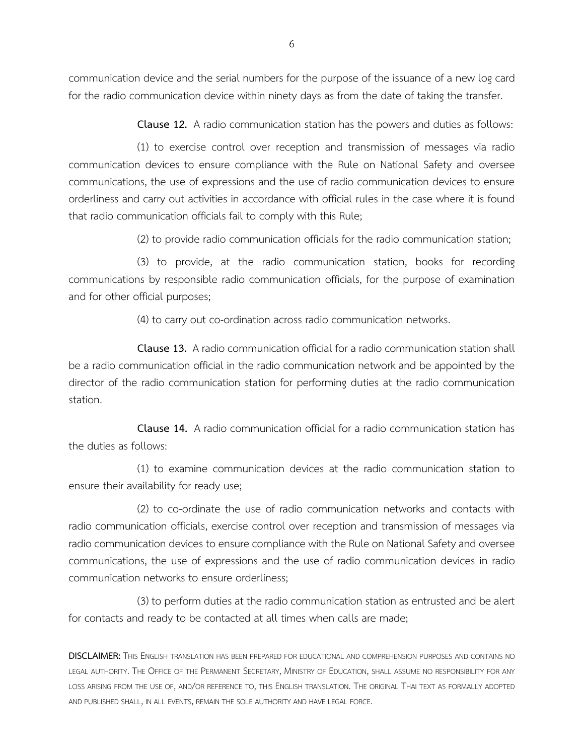communication device and the serial numbers for the purpose of the issuance of a new log card for the radio communication device within ninety days as from the date of taking the transfer.

**Clause 12.** A radio communication station has the powers and duties as follows:

(1) to exercise control over reception and transmission of messages via radio communication devices to ensure compliance with the Rule on National Safety and oversee communications, the use of expressions and the use of radio communication devices to ensure orderliness and carry out activities in accordance with official rules in the case where it is found that radio communication officials fail to comply with this Rule;

(2) to provide radio communication officials for the radio communication station;

(3) to provide, at the radio communication station, books for recording communications by responsible radio communication officials, for the purpose of examination and for other official purposes;

(4) to carry out co-ordination across radio communication networks.

**Clause 13.** A radio communication official for a radio communication station shall be a radio communication official in the radio communication network and be appointed by the director of the radio communication station for performing duties at the radio communication station.

**Clause 14.** A radio communication official for a radio communication station has the duties as follows:

(1) to examine communication devices at the radio communication station to ensure their availability for ready use;

(2) to co-ordinate the use of radio communication networks and contacts with radio communication officials, exercise control over reception and transmission of messages via radio communication devices to ensure compliance with the Rule on National Safety and oversee communications, the use of expressions and the use of radio communication devices in radio communication networks to ensure orderliness;

(3) to perform duties at the radio communication station as entrusted and be alert for contacts and ready to be contacted at all times when calls are made;

**DISCLAIMER:** This English translation has been prepared for educational and comprehension purposes and contains no legal authority. The Office of the Permanent Secretary, Ministry of Education, shall assume no responsibility for any loss arising from the use of, and/or reference to, this English translation. The original Thai text as formally adopted and published shall, in all events, remain the sole authority and have legal force.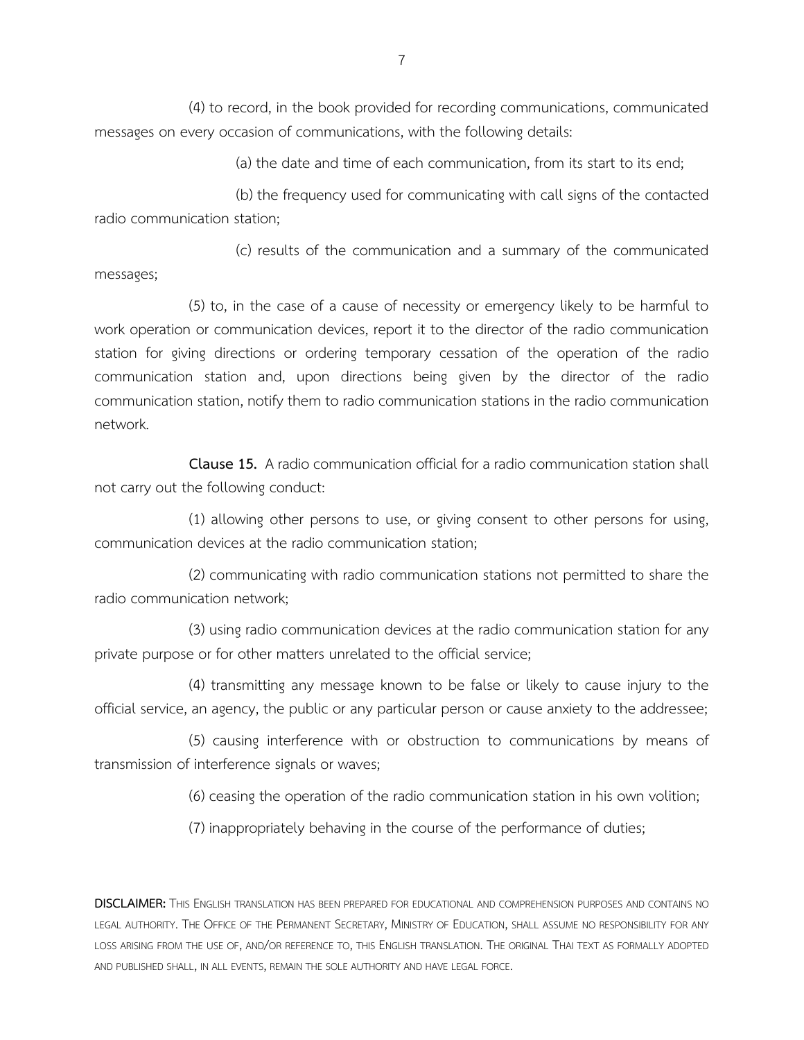(4) to record, in the book provided for recording communications, communicated messages on every occasion of communications, with the following details:

(a) the date and time of each communication, from its start to its end;

(b) the frequency used for communicating with call signs of the contacted radio communication station;

(c) results of the communication and a summary of the communicated messages;

(5) to, in the case of a cause of necessity or emergency likely to be harmful to work operation or communication devices, report it to the director of the radio communication station for giving directions or ordering temporary cessation of the operation of the radio communication station and, upon directions being given by the director of the radio communication station, notify them to radio communication stations in the radio communication network.

**Clause 15.** A radio communication official for a radio communication station shall not carry out the following conduct:

(1) allowing other persons to use, or giving consent to other persons for using, communication devices at the radio communication station;

(2) communicating with radio communication stations not permitted to share the radio communication network;

(3) using radio communication devices at the radio communication station for any private purpose or for other matters unrelated to the official service;

(4) transmitting any message known to be false or likely to cause injury to the official service, an agency, the public or any particular person or cause anxiety to the addressee;

(5) causing interference with or obstruction to communications by means of transmission of interference signals or waves;

(6) ceasing the operation of the radio communication station in his own volition;

(7) inappropriately behaving in the course of the performance of duties;

**DISCLAIMER:** THIS ENGLISH TRANSLATION HAS BEEN PREPARED FOR EDUCATIONAL AND COMPREHENSION PURPOSES AND CONTAINS NO LEGAL AUTHORITY. THE OFFICE OF THE PERMANENT SECRETARY, MINISTRY OF EDUCATION, SHALL ASSUME NO RESPONSIBILITY FOR ANY LOSS ARISING FROM THE USE OF, AND/OR REFERENCE TO, THIS ENGLISH TRANSLATION. THE ORIGINAL THAI TEXT AS FORMALLY ADOPTED AND PUBLISHED SHALL, IN ALL EVENTS, REMAIN THE SOLE AUTHORITY AND HAVE LEGAL FORCE.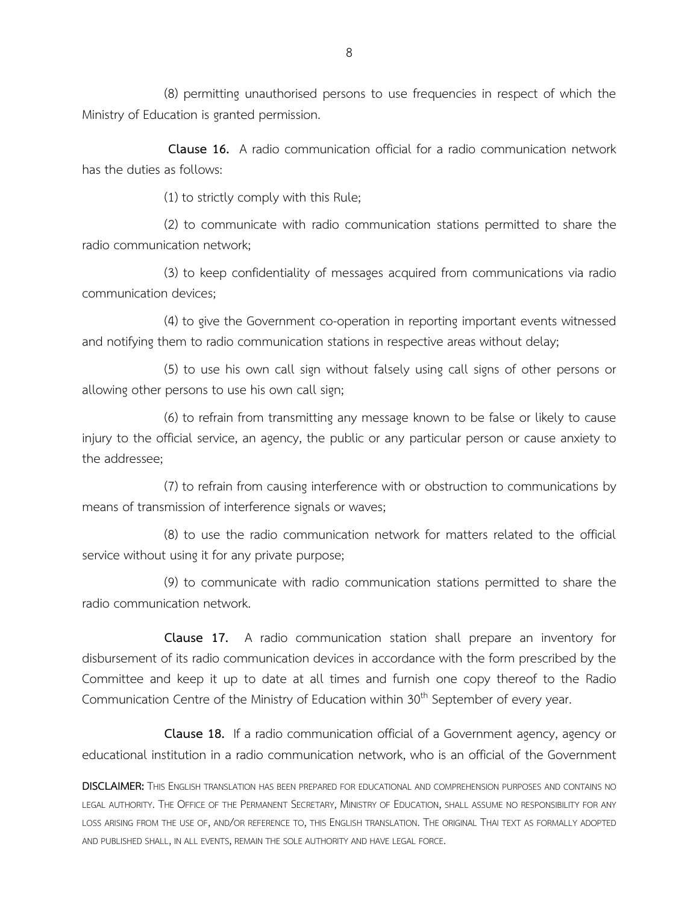(8) permitting unauthorised persons to use frequencies in respect of which the Ministry of Education is granted permission.

**Clause 16.** A radio communication official for a radio communication network has the duties as follows:

(1) to strictly comply with this Rule;

(2) to communicate with radio communication stations permitted to share the radio communication network;

(3) to keep confidentiality of messages acquired from communications via radio communication devices;

(4) to give the Government co-operation in reporting important events witnessed and notifying them to radio communication stations in respective areas without delay;

(5) to use his own call sign without falsely using call signs of other persons or allowing other persons to use his own call sign;

(6) to refrain from transmitting any message known to be false or likely to cause injury to the official service, an agency, the public or any particular person or cause anxiety to the addressee;

(7) to refrain from causing interference with or obstruction to communications by means of transmission of interference signals or waves;

(8) to use the radio communication network for matters related to the official service without using it for any private purpose;

(9) to communicate with radio communication stations permitted to share the radio communication network.

**Clause 17.** A radio communication station shall prepare an inventory for disbursement of its radio communication devices in accordance with the form prescribed by the Committee and keep it up to date at all times and furnish one copy thereof to the Radio Communication Centre of the Ministry of Education within 30th September of every year.

**Clause 18.** If a radio communication official of a Government agency, agency or educational institution in a radio communication network, who is an official of the Government

**DISCLAIMER:** THIS ENGLISH TRANSLATION HAS BEEN PREPARED FOR EDUCATIONAL AND COMPREHENSION PURPOSES AND CONTAINS NO LEGAL AUTHORITY. THE OFFICE OF THE PERMANENT SECRETARY, MINISTRY OF EDUCATION, SHALL ASSUME NO RESPONSIBILITY FOR ANY LOSS ARISING FROM THE USE OF, AND/OR REFERENCE TO, THIS ENGLISH TRANSLATION. THE ORIGINAL THAI TEXT AS FORMALLY ADOPTED AND PUBLISHED SHALL, IN ALL EVENTS, REMAIN THE SOLE AUTHORITY AND HAVE LEGAL FORCE.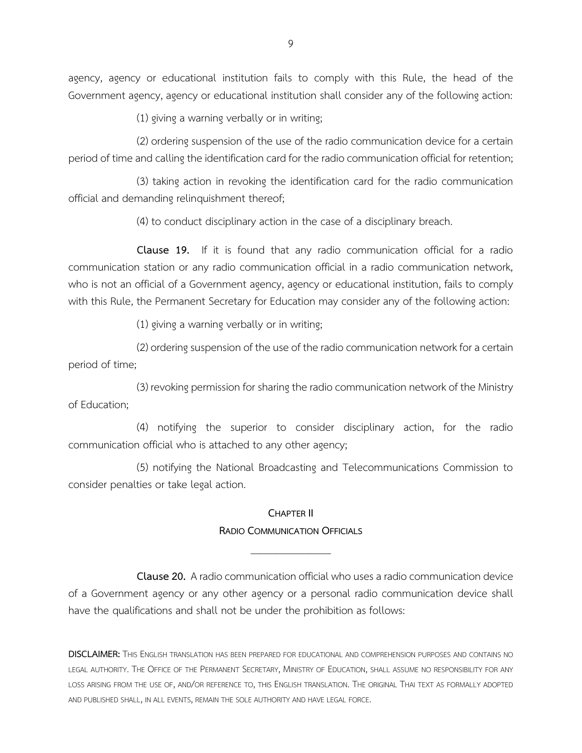agency, agency or educational institution fails to comply with this Rule, the head of the Government agency, agency or educational institution shall consider any of the following action:

(1) giving a warning verbally or in writing;

(2) ordering suspension of the use of the radio communication device for a certain period of time and calling the identification card for the radio communication official for retention;

(3) taking action in revoking the identification card for the radio communication official and demanding relinquishment thereof;

(4) to conduct disciplinary action in the case of a disciplinary breach.

**Clause 19.** If it is found that any radio communication official for a radio communication station or any radio communication official in a radio communication network, who is not an official of a Government agency, agency or educational institution, fails to comply with this Rule, the Permanent Secretary for Education may consider any of the following action:

(1) giving a warning verbally or in writing;

(2) ordering suspension of the use of the radio communication network for a certain period of time;

(3) revoking permission for sharing the radio communication network of the Ministry of Education;

(4) notifying the superior to consider disciplinary action, for the radio communication official who is attached to any other agency;

(5) notifying the National Broadcasting and Telecommunications Commission to consider penalties or take legal action.

## CHAPTER II
## RADIO COMMUNICATION OFFICIALS

---

**Clause 20.** A radio communication official who uses a radio communication device of a Government agency or any other agency or a personal radio communication device shall have the qualifications and shall not be under the prohibition as follows:

**DISCLAIMER:** THIS ENGLISH TRANSLATION HAS BEEN PREPARED FOR EDUCATIONAL AND COMPREHENSION PURPOSES AND CONTAINS NO LEGAL AUTHORITY. THE OFFICE OF THE PERMANENT SECRETARY, MINISTRY OF EDUCATION, SHALL ASSUME NO RESPONSIBILITY FOR ANY LOSS ARISING FROM THE USE OF, AND/OR REFERENCE TO, THIS ENGLISH TRANSLATION. THE ORIGINAL THAI TEXT AS FORMALLY ADOPTED AND PUBLISHED SHALL, IN ALL EVENTS, REMAIN THE SOLE AUTHORITY AND HAVE LEGAL FORCE.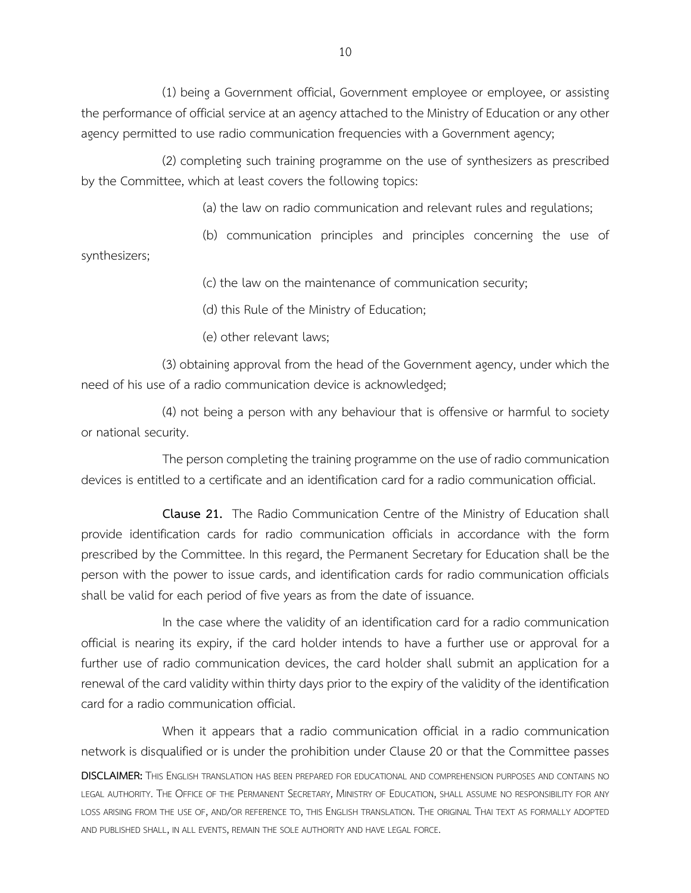(1) being a Government official, Government employee or employee, or assisting the performance of official service at an agency attached to the Ministry of Education or any other agency permitted to use radio communication frequencies with a Government agency;

(2) completing such training programme on the use of synthesizers as prescribed by the Committee, which at least covers the following topics:

(a) the law on radio communication and relevant rules and regulations;

(b) communication principles and principles concerning the use of synthesizers;

(c) the law on the maintenance of communication security;

(d) this Rule of the Ministry of Education;

(e) other relevant laws;

(3) obtaining approval from the head of the Government agency, under which the need of his use of a radio communication device is acknowledged;

(4) not being a person with any behaviour that is offensive or harmful to society or national security.

The person completing the training programme on the use of radio communication devices is entitled to a certificate and an identification card for a radio communication official.

**Clause 21.** The Radio Communication Centre of the Ministry of Education shall provide identification cards for radio communication officials in accordance with the form prescribed by the Committee. In this regard, the Permanent Secretary for Education shall be the person with the power to issue cards, and identification cards for radio communication officials shall be valid for each period of five years as from the date of issuance.

In the case where the validity of an identification card for a radio communication official is nearing its expiry, if the card holder intends to have a further use or approval for a further use of radio communication devices, the card holder shall submit an application for a renewal of the card validity within thirty days prior to the expiry of the validity of the identification card for a radio communication official.

When it appears that a radio communication official in a radio communication network is disqualified or is under the prohibition under Clause 20 or that the Committee passes

**DISCLAIMER:** THIS ENGLISH TRANSLATION HAS BEEN PREPARED FOR EDUCATIONAL AND COMPREHENSION PURPOSES AND CONTAINS NO LEGAL AUTHORITY. THE OFFICE OF THE PERMANENT SECRETARY, MINISTRY OF EDUCATION, SHALL ASSUME NO RESPONSIBILITY FOR ANY LOSS ARISING FROM THE USE OF, AND/OR REFERENCE TO, THIS ENGLISH TRANSLATION. THE ORIGINAL THAI TEXT AS FORMALLY ADOPTED AND PUBLISHED SHALL, IN ALL EVENTS, REMAIN THE SOLE AUTHORITY AND HAVE LEGAL FORCE.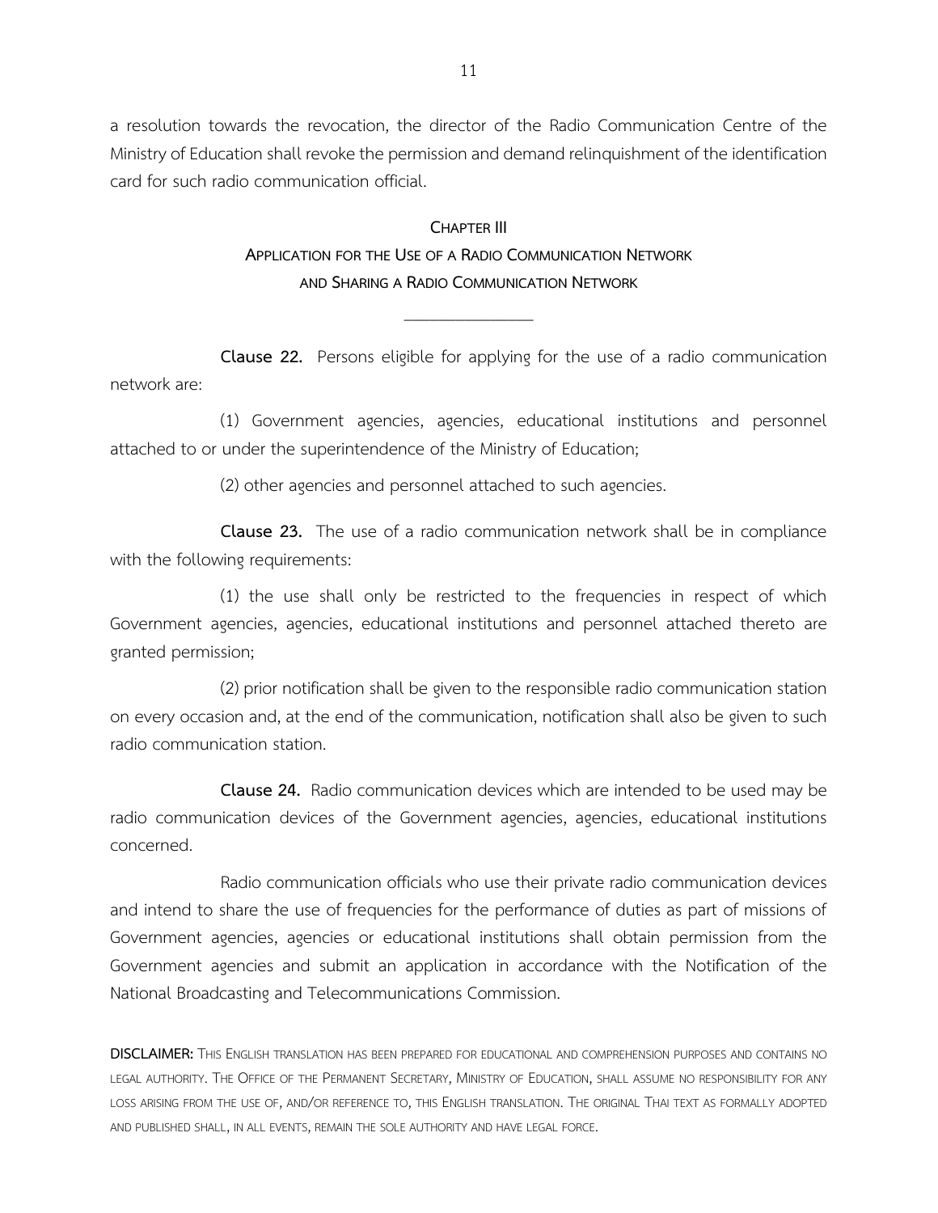a resolution towards the revocation, the director of the Radio Communication Centre of the Ministry of Education shall revoke the permission and demand relinquishment of the identification card for such radio communication official.

## CHAPTER III
## APPLICATION FOR THE USE OF A RADIO COMMUNICATION NETWORK AND SHARING A RADIO COMMUNICATION NETWORK

---

**Clause 22.** Persons eligible for applying for the use of a radio communication network are:

(1) Government agencies, agencies, educational institutions and personnel attached to or under the superintendence of the Ministry of Education;

(2) other agencies and personnel attached to such agencies.

**Clause 23.** The use of a radio communication network shall be in compliance with the following requirements:

(1) the use shall only be restricted to the frequencies in respect of which Government agencies, agencies, educational institutions and personnel attached thereto are granted permission;

(2) prior notification shall be given to the responsible radio communication station on every occasion and, at the end of the communication, notification shall also be given to such radio communication station.

**Clause 24.** Radio communication devices which are intended to be used may be radio communication devices of the Government agencies, agencies, educational institutions concerned.

Radio communication officials who use their private radio communication devices and intend to share the use of frequencies for the performance of duties as part of missions of Government agencies, agencies or educational institutions shall obtain permission from the Government agencies and submit an application in accordance with the Notification of the National Broadcasting and Telecommunications Commission.

**DISCLAIMER:** THIS ENGLISH TRANSLATION HAS BEEN PREPARED FOR EDUCATIONAL AND COMPREHENSION PURPOSES AND CONTAINS NO LEGAL AUTHORITY. THE OFFICE OF THE PERMANENT SECRETARY, MINISTRY OF EDUCATION, SHALL ASSUME NO RESPONSIBILITY FOR ANY LOSS ARISING FROM THE USE OF, AND/OR REFERENCE TO, THIS ENGLISH TRANSLATION. THE ORIGINAL THAI TEXT AS FORMALLY ADOPTED AND PUBLISHED SHALL, IN ALL EVENTS, REMAIN THE SOLE AUTHORITY AND HAVE LEGAL FORCE.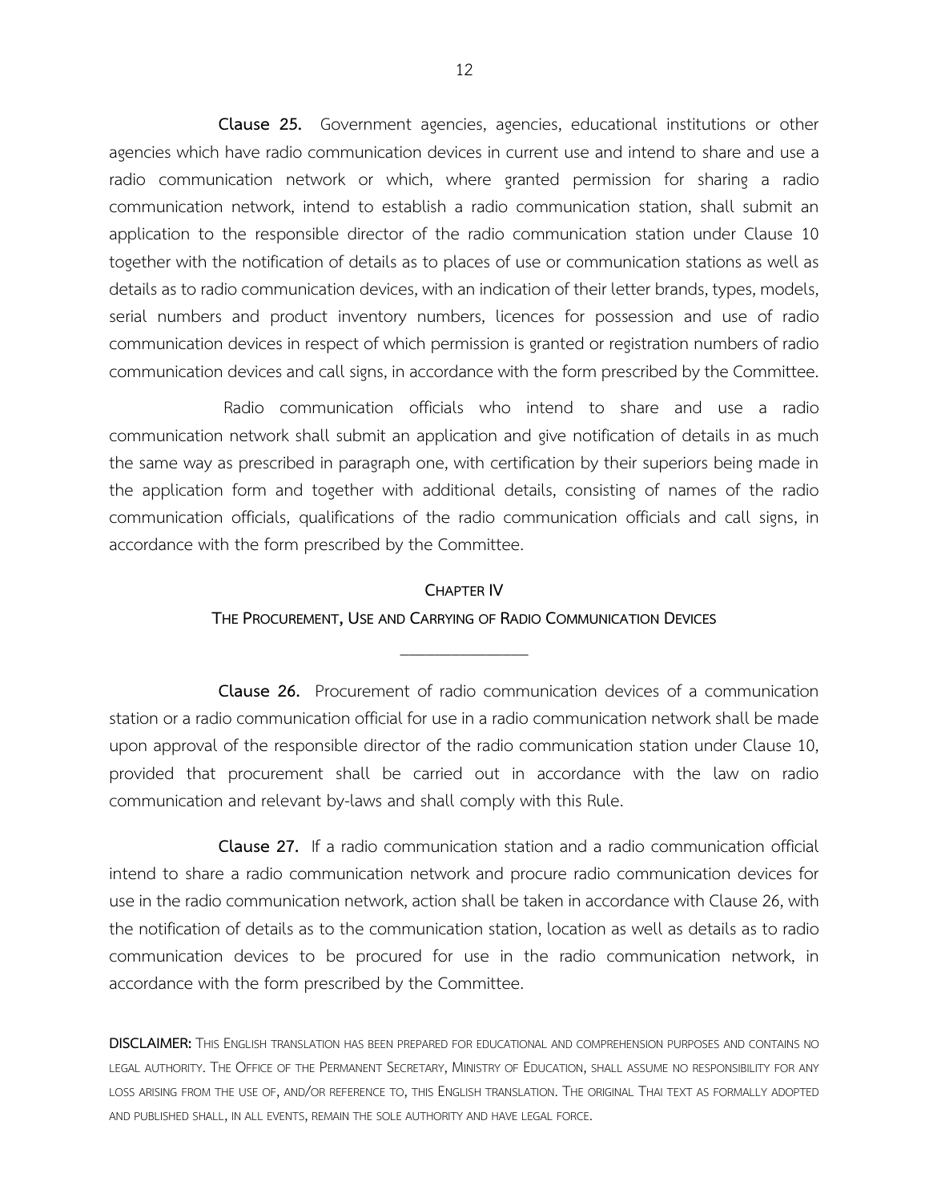**Clause 25.** Government agencies, agencies, educational institutions or other agencies which have radio communication devices in current use and intend to share and use a radio communication network or which, where granted permission for sharing a radio communication network, intend to establish a radio communication station, shall submit an application to the responsible director of the radio communication station under Clause 10 together with the notification of details as to places of use or communication stations as well as details as to radio communication devices, with an indication of their letter brands, types, models, serial numbers and product inventory numbers, licences for possession and use of radio communication devices in respect of which permission is granted or registration numbers of radio communication devices and call signs, in accordance with the form prescribed by the Committee.

Radio communication officials who intend to share and use a radio communication network shall submit an application and give notification of details in as much the same way as prescribed in paragraph one, with certification by their superiors being made in the application form and together with additional details, consisting of names of the radio communication officials, qualifications of the radio communication officials and call signs, in accordance with the form prescribed by the Committee.

## CHAPTER IV
## THE PROCUREMENT, USE AND CARRYING OF RADIO COMMUNICATION DEVICES

---

**Clause 26.** Procurement of radio communication devices of a communication station or a radio communication official for use in a radio communication network shall be made upon approval of the responsible director of the radio communication station under Clause 10, provided that procurement shall be carried out in accordance with the law on radio communication and relevant by-laws and shall comply with this Rule.

**Clause 27.** If a radio communication station and a radio communication official intend to share a radio communication network and procure radio communication devices for use in the radio communication network, action shall be taken in accordance with Clause 26, with the notification of details as to the communication station, location as well as details as to radio communication devices to be procured for use in the radio communication network, in accordance with the form prescribed by the Committee.

**DISCLAIMER:** THIS ENGLISH TRANSLATION HAS BEEN PREPARED FOR EDUCATIONAL AND COMPREHENSION PURPOSES AND CONTAINS NO LEGAL AUTHORITY. THE OFFICE OF THE PERMANENT SECRETARY, MINISTRY OF EDUCATION, SHALL ASSUME NO RESPONSIBILITY FOR ANY LOSS ARISING FROM THE USE OF, AND/OR REFERENCE TO, THIS ENGLISH TRANSLATION. THE ORIGINAL THAI TEXT AS FORMALLY ADOPTED AND PUBLISHED SHALL, IN ALL EVENTS, REMAIN THE SOLE AUTHORITY AND HAVE LEGAL FORCE.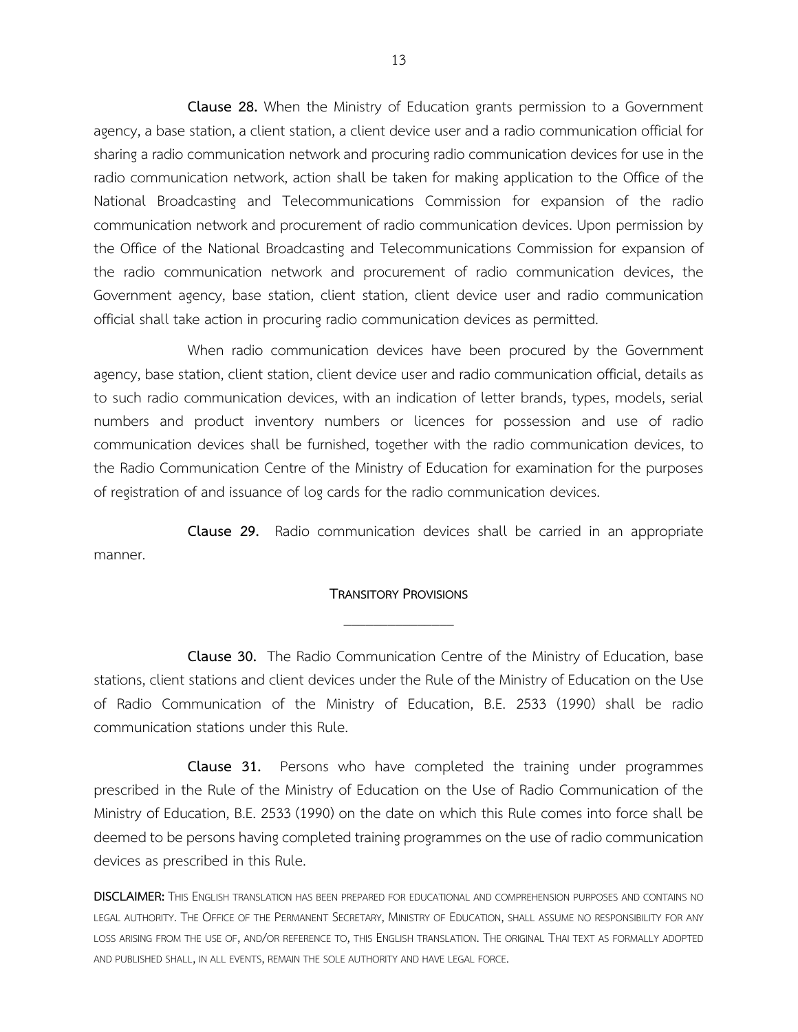**Clause 28.** When the Ministry of Education grants permission to a Government agency, a base station, a client station, a client device user and a radio communication official for sharing a radio communication network and procuring radio communication devices for use in the radio communication network, action shall be taken for making application to the Office of the National Broadcasting and Telecommunications Commission for expansion of the radio communication network and procurement of radio communication devices. Upon permission by the Office of the National Broadcasting and Telecommunications Commission for expansion of the radio communication network and procurement of radio communication devices, the Government agency, base station, client station, client device user and radio communication official shall take action in procuring radio communication devices as permitted.

When radio communication devices have been procured by the Government agency, base station, client station, client device user and radio communication official, details as to such radio communication devices, with an indication of letter brands, types, models, serial numbers and product inventory numbers or licences for possession and use of radio communication devices shall be furnished, together with the radio communication devices, to the Radio Communication Centre of the Ministry of Education for examination for the purposes of registration of and issuance of log cards for the radio communication devices.

**Clause 29.** Radio communication devices shall be carried in an appropriate manner.

## TRANSITORY PROVISIONS

**Clause 30.** The Radio Communication Centre of the Ministry of Education, base stations, client stations and client devices under the Rule of the Ministry of Education on the Use of Radio Communication of the Ministry of Education, B.E. 2533 (1990) shall be radio communication stations under this Rule.

**Clause 31.** Persons who have completed the training under programmes prescribed in the Rule of the Ministry of Education on the Use of Radio Communication of the Ministry of Education, B.E. 2533 (1990) on the date on which this Rule comes into force shall be deemed to be persons having completed training programmes on the use of radio communication devices as prescribed in this Rule.

**DISCLAIMER:** THIS ENGLISH TRANSLATION HAS BEEN PREPARED FOR EDUCATIONAL AND COMPREHENSION PURPOSES AND CONTAINS NO LEGAL AUTHORITY. THE OFFICE OF THE PERMANENT SECRETARY, MINISTRY OF EDUCATION, SHALL ASSUME NO RESPONSIBILITY FOR ANY LOSS ARISING FROM THE USE OF, AND/OR REFERENCE TO, THIS ENGLISH TRANSLATION. THE ORIGINAL THAI TEXT AS FORMALLY ADOPTED AND PUBLISHED SHALL, IN ALL EVENTS, REMAIN THE SOLE AUTHORITY AND HAVE LEGAL FORCE.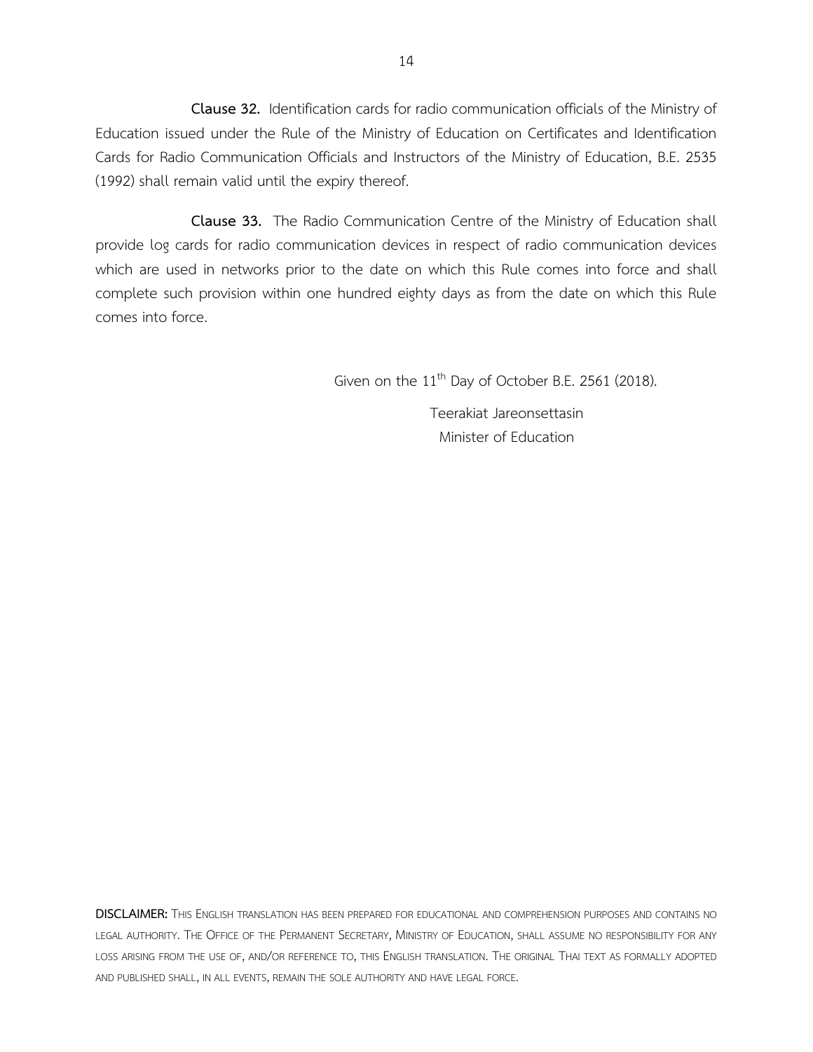**Clause 32.** Identification cards for radio communication officials of the Ministry of Education issued under the Rule of the Ministry of Education on Certificates and Identification Cards for Radio Communication Officials and Instructors of the Ministry of Education, B.E. 2535 (1992) shall remain valid until the expiry thereof.

**Clause 33.** The Radio Communication Centre of the Ministry of Education shall provide log cards for radio communication devices in respect of radio communication devices which are used in networks prior to the date on which this Rule comes into force and shall complete such provision within one hundred eighty days as from the date on which this Rule comes into force.

Given on the 11th Day of October B.E. 2561 (2018).

Teerakiat Jareonsettasin
Minister of Education

**DISCLAIMER:** THIS ENGLISH TRANSLATION HAS BEEN PREPARED FOR EDUCATIONAL AND COMPREHENSION PURPOSES AND CONTAINS NO LEGAL AUTHORITY. THE OFFICE OF THE PERMANENT SECRETARY, MINISTRY OF EDUCATION, SHALL ASSUME NO RESPONSIBILITY FOR ANY LOSS ARISING FROM THE USE OF, AND/OR REFERENCE TO, THIS ENGLISH TRANSLATION. THE ORIGINAL THAI TEXT AS FORMALLY ADOPTED AND PUBLISHED SHALL, IN ALL EVENTS, REMAIN THE SOLE AUTHORITY AND HAVE LEGAL FORCE.